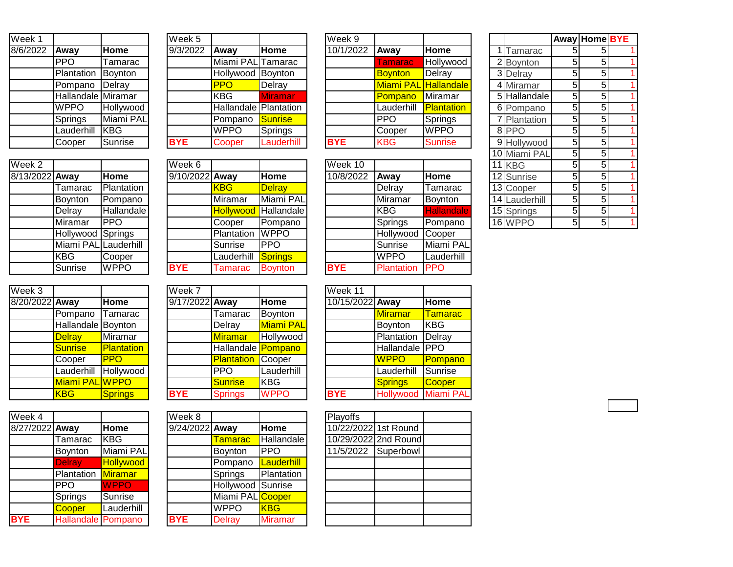| Week 1 | | |
|---|---|---|
| 8/6/2022 | **Away** | **Home** |
| | PPO | Tamarac |
| | Plantation | Boynton |
| | Pompano | Delray |
| | Hallandale | Miramar |
| | WPPO | Hollywood |
| | Springs | Miami PAL |
| | Lauderhill | KBG |
| | Cooper | Sunrise |

| Week 2 | | |
|---|---|---|
| 8/13/2022 | **Away** | **Home** |
| | Tamarac | Plantation |
| | Boynton | Pompano |
| | Delray | Hallandale |
| | Miramar | PPO |
| | Hollywood | Springs |
| | Miami PAL | Lauderhill |
| | KBG | Cooper |
| | Sunrise | WPPO |

| Week 3 | | |
|---|---|---|
| 8/20/2022 | **Away** | **Home** |
| | Pompano | Tamarac |
| | Hallandale | Boynton |
| | Delray | Miramar |
| | Sunrise | Plantation |
| | Cooper | PPO |
| | Lauderhill | Hollywood |
| | Miami PAL | WPPO |
| | KBG | Springs |

| Week 4 | | |
|---|---|---|
| 8/27/2022 | **Away** | **Home** |
| | Tamarac | KBG |
| | Boynton | Miami PAL |
| | Delray | Hollywood |
| | Plantation | Miramar |
| | PPO | WPPO |
| | Springs | Sunrise |
| | Cooper | Lauderhill |
| **BYE** | Hallandale | Pompano |

| Week 5 | | |
|---|---|---|
| 9/3/2022 | **Away** | **Home** |
| | Miami PAL | Tamarac |
| | Hollywood | Boynton |
| | PPO | Delray |
| | KBG | Miramar |
| | Hallandale | Plantation |
| | Pompano | Sunrise |
| | WPPO | Springs |
| **BYE** | Cooper | Lauderhill |

| Week 6 | | |
|---|---|---|
| 9/10/2022 | **Away** | **Home** |
| | KBG | Delray |
| | Miramar | Miami PAL |
| | Hollywood | Hallandale |
| | Cooper | Pompano |
| | Plantation | WPPO |
| | Sunrise | PPO |
| | Lauderhill | Springs |
| **BYE** | Tamarac | Boynton |

| Week 7 | | |
|---|---|---|
| 9/17/2022 | **Away** | **Home** |
| | Tamarac | Boynton |
| | Delray | Miami PAL |
| | Miramar | Hollywood |
| | Hallandale | Pompano |
| | Plantation | Cooper |
| | PPO | Lauderhill |
| | Sunrise | KBG |
| **BYE** | Springs | WPPO |

| Week 8 | | |
|---|---|---|
| 9/24/2022 | **Away** | **Home** |
| | Tamarac | Hallandale |
| | Boynton | PPO |
| | Pompano | Lauderhill |
| | Springs | Plantation |
| | Hollywood | Sunrise |
| | Miami PAL | Cooper |
| | WPPO | KBG |
| **BYE** | Delray | Miramar |

| Week 9 | | |
|---|---|---|
| 10/1/2022 | **Away** | **Home** |
| | Tamarac | Hollywood |
| | Boynton | Delray |
| | Miami PAL | Hallandale |
| | Pompano | Miramar |
| | Lauderhill | Plantation |
| | PPO | Springs |
| | Cooper | WPPO |
| **BYE** | KBG | Sunrise |

| Week 10 | | |
|---|---|---|
| 10/8/2022 | **Away** | **Home** |
| | Delray | Tamarac |
| | Miramar | Boynton |
| | KBG | Hallandale |
| | Springs | Pompano |
| | Hollywood | Cooper |
| | Sunrise | Miami PAL |
| | WPPO | Lauderhill |
| **BYE** | Plantation | PPO |

| Week 11 | | |
|---|---|---|
| 10/15/2022 | **Away** | **Home** |
| | Miramar | Tamarac |
| | Boynton | KBG |
| | Plantation | Delray |
| | Hallandale | PPO |
| | WPPO | Pompano |
| | Lauderhill | Sunrise |
| | Springs | Cooper |
| **BYE** | Hollywood | Miami PAL |

| Playoffs | | |
|---|---|---|
| 10/22/2022 | 1st Round | |
| 10/29/2022 | 2nd Round | |
| 11/5/2022 | Superbowl | |

| | | **Away** | **Home** | **BYE** |
|---|---|---|---|---|
| 1 | Tamarac | 5 | 5 | 1 |
| 2 | Boynton | 5 | 5 | 1 |
| 3 | Delray | 5 | 5 | 1 |
| 4 | Miramar | 5 | 5 | 1 |
| 5 | Hallandale | 5 | 5 | 1 |
| 6 | Pompano | 5 | 5 | 1 |
| 7 | Plantation | 5 | 5 | 1 |
| 8 | PPO | 5 | 5 | 1 |
| 9 | Hollywood | 5 | 5 | 1 |
| 10 | Miami PAL | 5 | 5 | 1 |
| 11 | KBG | 5 | 5 | 1 |
| 12 | Sunrise | 5 | 5 | 1 |
| 13 | Cooper | 5 | 5 | 1 |
| 14 | Lauderhill | 5 | 5 | 1 |
| 15 | Springs | 5 | 5 | 1 |
| 16 | WPPO | 5 | 5 | 1 |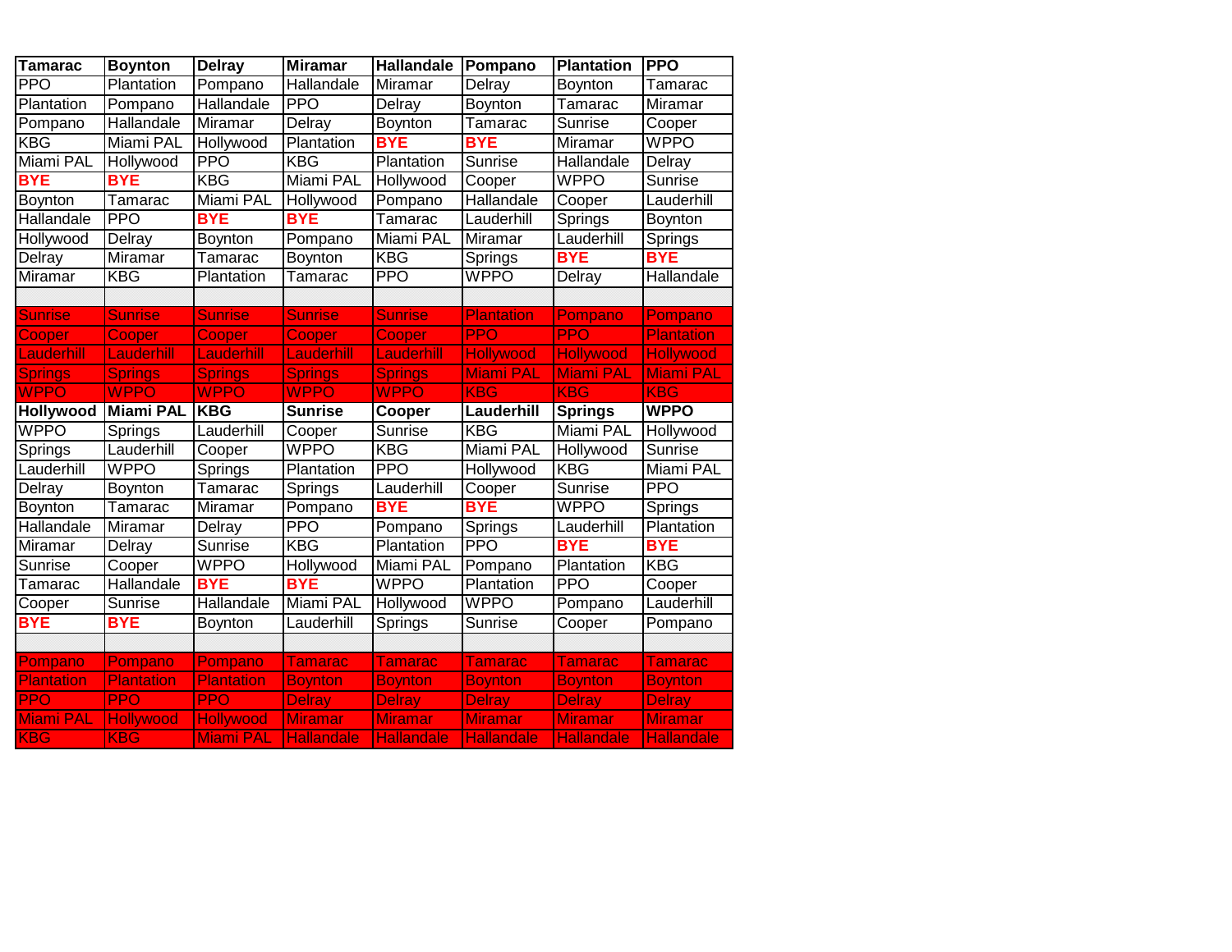| Tamarac | Boynton | Delray | Miramar | Hallandale | Pompano | Plantation | PPO |
|---|---|---|---|---|---|---|---|
| PPO | Plantation | Pompano | Hallandale | Miramar | Delray | Boynton | Tamarac |
| Plantation | Pompano | Hallandale | PPO | Delray | Boynton | Tamarac | Miramar |
| Pompano | Hallandale | Miramar | Delray | Boynton | Tamarac | Sunrise | Cooper |
| KBG | Miami PAL | Hollywood | Plantation | **BYE** | **BYE** | Miramar | WPPO |
| Miami PAL | Hollywood | PPO | KBG | Plantation | Sunrise | Hallandale | Delray |
| **BYE** | **BYE** | KBG | Miami PAL | Hollywood | Cooper | WPPO | Sunrise |
| Boynton | Tamarac | Miami PAL | Hollywood | Pompano | Hallandale | Cooper | Lauderhill |
| Hallandale | PPO | **BYE** | **BYE** | Tamarac | Lauderhill | Springs | Boynton |
| Hollywood | Delray | Boynton | Pompano | Miami PAL | Miramar | Lauderhill | Springs |
| Delray | Miramar | Tamarac | Boynton | KBG | Springs | **BYE** | **BYE** |
| Miramar | KBG | Plantation | Tamarac | PPO | WPPO | Delray | Hallandale |
| | | | | | | | |
| Sunrise | Sunrise | Sunrise | Sunrise | Sunrise | Plantation | Pompano | Pompano |
| Cooper | Cooper | Cooper | Cooper | Cooper | PPO | PPO | Plantation |
| Lauderhill | Lauderhill | Lauderhill | Lauderhill | Lauderhill | Hollywood | Hollywood | Hollywood |
| Springs | Springs | Springs | Springs | Springs | Miami PAL | Miami PAL | Miami PAL |
| WPPO | WPPO | WPPO | WPPO | WPPO | KBG | KBG | KBG |
| **Hollywood** | **Miami PAL** | **KBG** | **Sunrise** | **Cooper** | **Lauderhill** | **Springs** | **WPPO** |
| WPPO | Springs | Lauderhill | Cooper | Sunrise | KBG | Miami PAL | Hollywood |
| Springs | Lauderhill | Cooper | WPPO | KBG | Miami PAL | Hollywood | Sunrise |
| Lauderhill | WPPO | Springs | Plantation | PPO | Hollywood | KBG | Miami PAL |
| Delray | Boynton | Tamarac | Springs | Lauderhill | Cooper | Sunrise | PPO |
| Boynton | Tamarac | Miramar | Pompano | **BYE** | **BYE** | WPPO | Springs |
| Hallandale | Miramar | Delray | PPO | Pompano | Springs | Lauderhill | Plantation |
| Miramar | Delray | Sunrise | KBG | Plantation | PPO | **BYE** | **BYE** |
| Sunrise | Cooper | WPPO | Hollywood | Miami PAL | Pompano | Plantation | KBG |
| Tamarac | Hallandale | **BYE** | **BYE** | WPPO | Plantation | PPO | Cooper |
| Cooper | Sunrise | Hallandale | Miami PAL | Hollywood | WPPO | Pompano | Lauderhill |
| **BYE** | **BYE** | Boynton | Lauderhill | Springs | Sunrise | Cooper | Pompano |
| | | | | | | | |
| Pompano | Pompano | Pompano | Tamarac | Tamarac | Tamarac | Tamarac | Tamarac |
| Plantation | Plantation | Plantation | Boynton | Boynton | Boynton | Boynton | Boynton |
| PPO | PPO | PPO | Delray | Delray | Delray | Delray | Delray |
| Miami PAL | Hollywood | Hollywood | Miramar | Miramar | Miramar | Miramar | Miramar |
| KBG | KBG | Miami PAL | Hallandale | Hallandale | Hallandale | Hallandale | Hallandale |